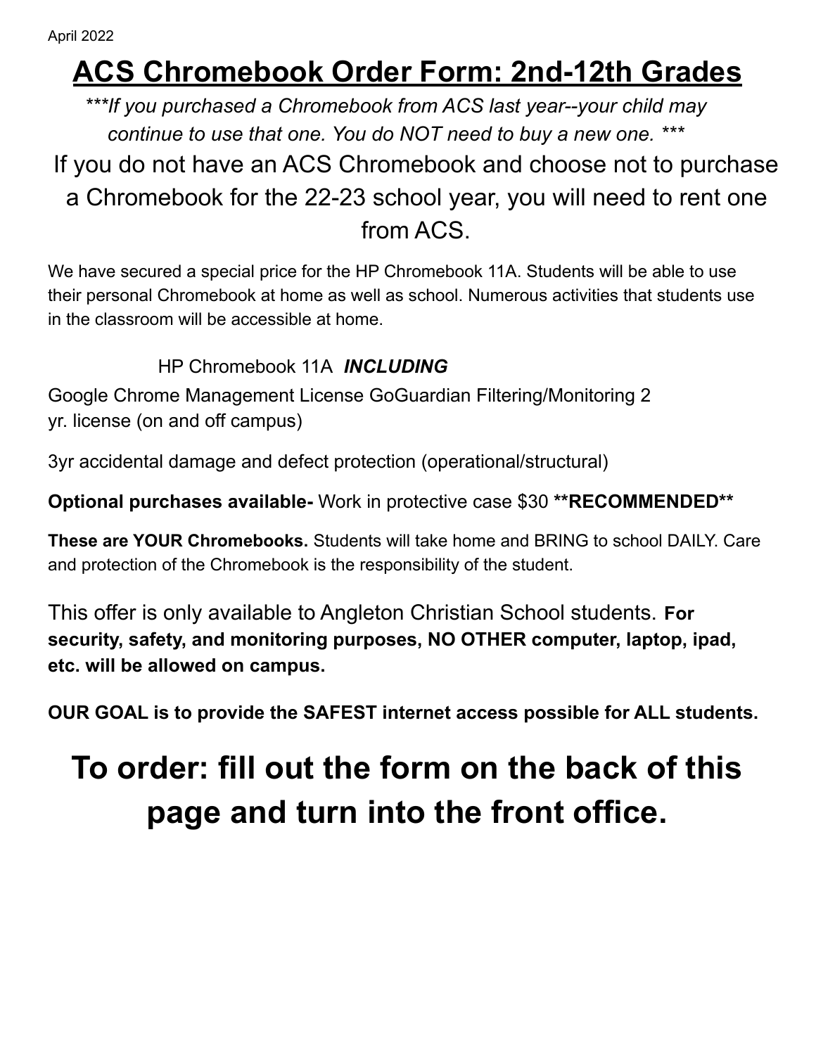April 2022

# ACS Chromebook Order Form: 2nd-12th Grades

*\*\*\*If you purchased a Chromebook from ACS last year--your child may continue to use that one. You do NOT need to buy a new one. \*\*\**

If you do not have an ACS Chromebook and choose not to purchase a Chromebook for the 22-23 school year, you will need to rent one from ACS.

We have secured a special price for the HP Chromebook 11A. Students will be able to use their personal Chromebook at home as well as school. Numerous activities that students use in the classroom will be accessible at home.

HP Chromebook 11A ***INCLUDING***

Google Chrome Management License GoGuardian Filtering/Monitoring 2 yr. license (on and off campus)

3yr accidental damage and defect protection (operational/structural)

**Optional purchases available-** Work in protective case $30 **\*\*RECOMMENDED\*\***

**These are YOUR Chromebooks.** Students will take home and BRING to school DAILY. Care and protection of the Chromebook is the responsibility of the student.

This offer is only available to Angleton Christian School students. **For security, safety, and monitoring purposes, NO OTHER computer, laptop, ipad, etc. will be allowed on campus.**

**OUR GOAL is to provide the SAFEST internet access possible for ALL students.**

## To order: fill out the form on the back of this page and turn into the front office.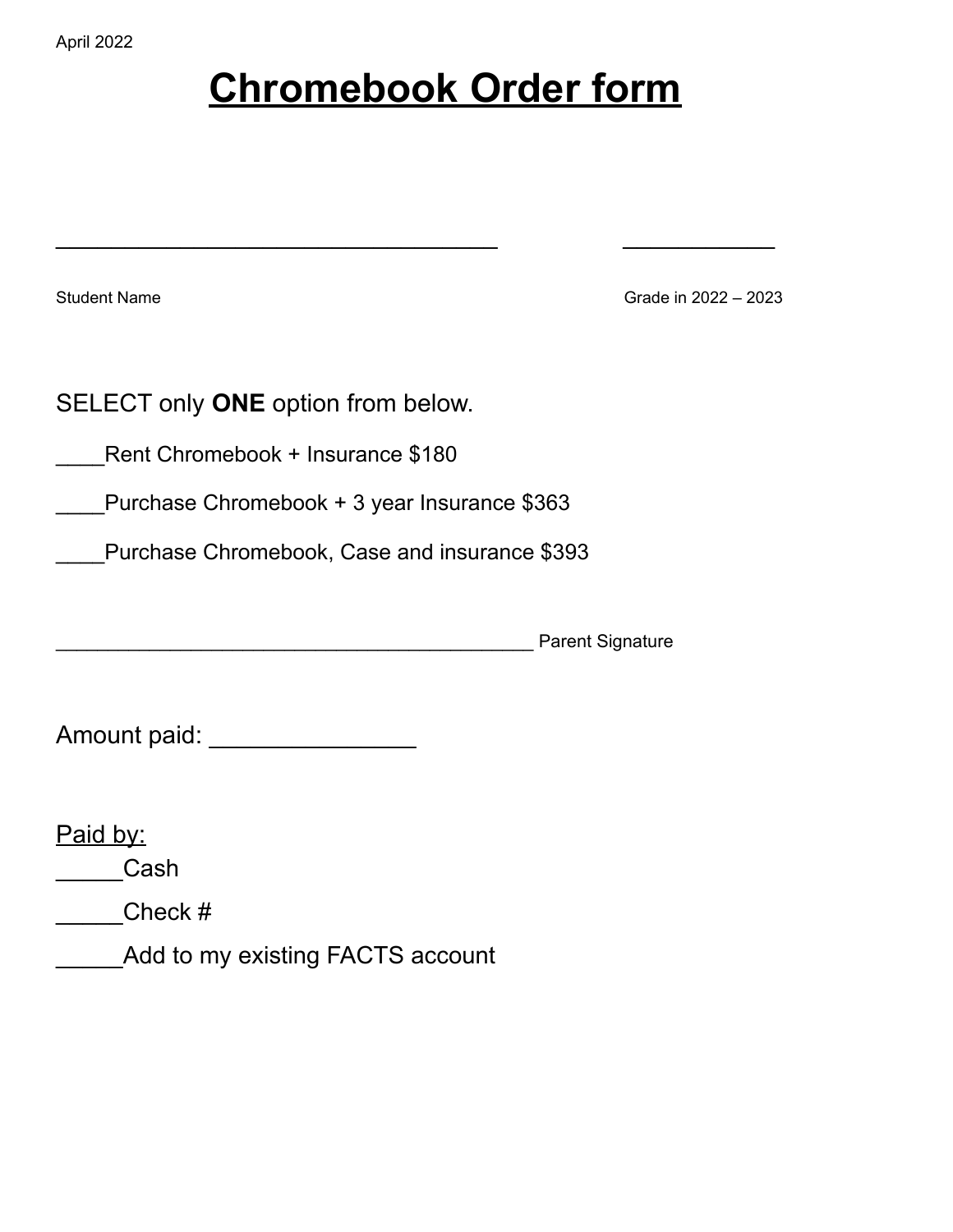April 2022

# Chromebook Order form

\_\_\_\_\_\_\_\_\_\_\_\_\_\_\_\_\_\_\_\_\_\_\_\_\_\_\_\_\_\_\_\_\_\_\_\_ \_\_\_\_\_\_\_\_\_\_\_\_

Student Name                                                                                   Grade in 2022 – 2023

SELECT only **ONE** option from below.

\_\_\_\_Rent Chromebook + Insurance $180

\_\_\_\_Purchase Chromebook + 3 year Insurance $363

\_\_\_\_Purchase Chromebook, Case and insurance $393

\_\_\_\_\_\_\_\_\_\_\_\_\_\_\_\_\_\_\_\_\_\_\_\_\_\_\_\_\_\_\_\_\_\_\_\_\_\_\_\_\_\_\_\_ Parent Signature

Amount paid: \_\_\_\_\_\_\_\_\_\_\_\_\_\_\_

Paid by:

\_\_\_\_\_Cash

\_\_\_\_\_Check #

\_\_\_\_\_Add to my existing FACTS account